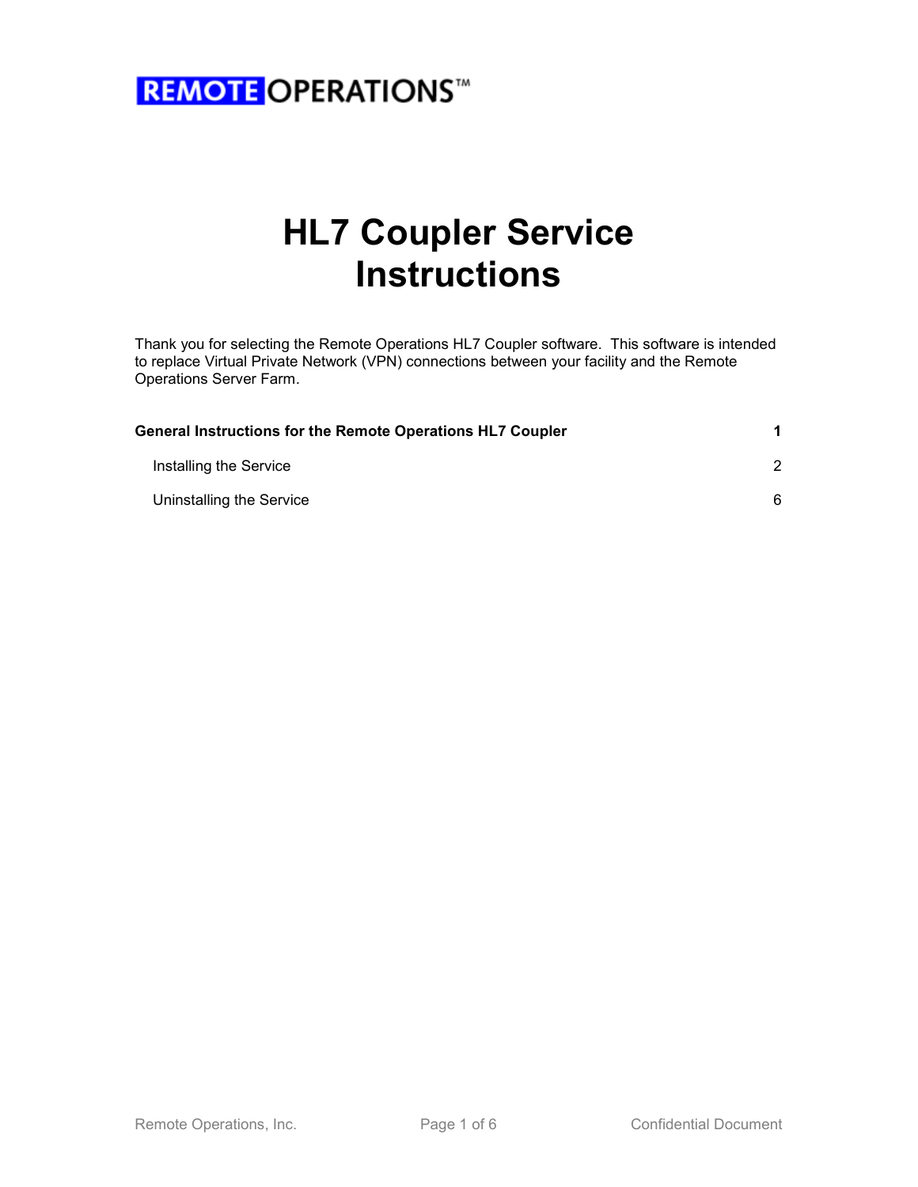REMOTE OPERATIONS™

# HL7 Coupler Service Instructions

Thank you for selecting the Remote Operations HL7 Coupler software. This software is intended to replace Virtual Private Network (VPN) connections between your facility and the Remote Operations Server Farm.

| | |
|---|---|
| **General Instructions for the Remote Operations HL7 Coupler** | **1** |
| Installing the Service | 2 |
| Uninstalling the Service | 6 |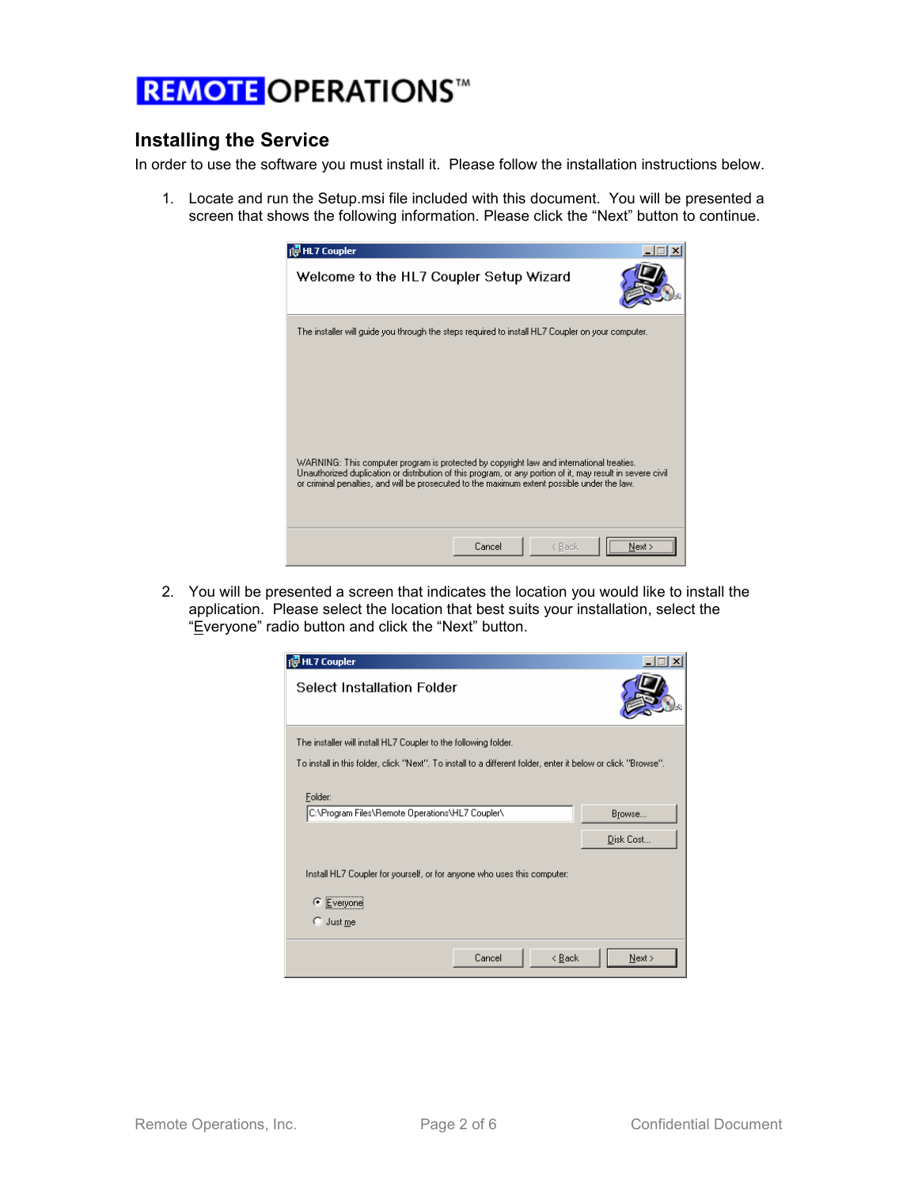## Installing the Service

In order to use the software you must install it. Please follow the installation instructions below.

1. Locate and run the Setup.msi file included with this document. You will be presented a screen that shows the following information. Please click the “Next” button to continue.

2. You will be presented a screen that indicates the location you would like to install the application. Please select the location that best suits your installation, select the “Everyone” radio button and click the “Next” button.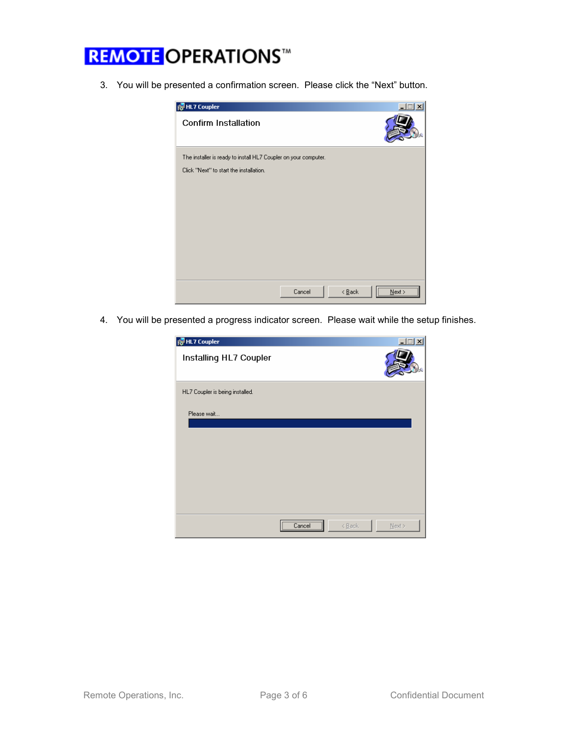3. You will be presented a confirmation screen. Please click the “Next” button.

4. You will be presented a progress indicator screen. Please wait while the setup finishes.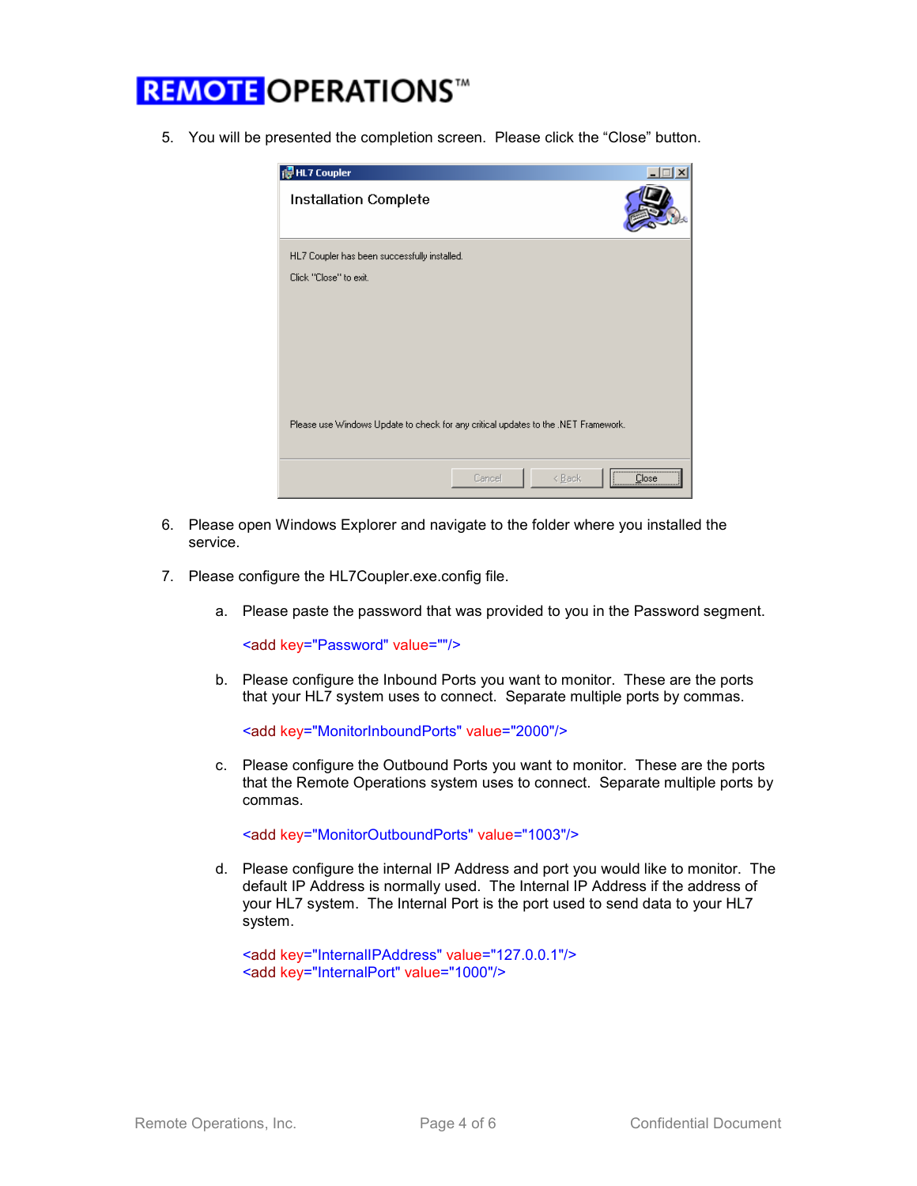5. You will be presented the completion screen. Please click the "Close" button.

6. Please open Windows Explorer and navigate to the folder where you installed the service.

7. Please configure the HL7Coupler.exe.config file.

   a. Please paste the password that was provided to you in the Password segment.

   ```
   <add key="Password" value=""/>
   ```

   b. Please configure the Inbound Ports you want to monitor. These are the ports that your HL7 system uses to connect. Separate multiple ports by commas.

   ```
   <add key="MonitorInboundPorts" value="2000"/>
   ```

   c. Please configure the Outbound Ports you want to monitor. These are the ports that the Remote Operations system uses to connect. Separate multiple ports by commas.

   ```
   <add key="MonitorOutboundPorts" value="1003"/>
   ```

   d. Please configure the internal IP Address and port you would like to monitor. The default IP Address is normally used. The Internal IP Address if the address of your HL7 system. The Internal Port is the port used to send data to your HL7 system.

   ```
   <add key="InternalIPAddress" value="127.0.0.1"/>
   <add key="InternalPort" value="1000"/>
   ```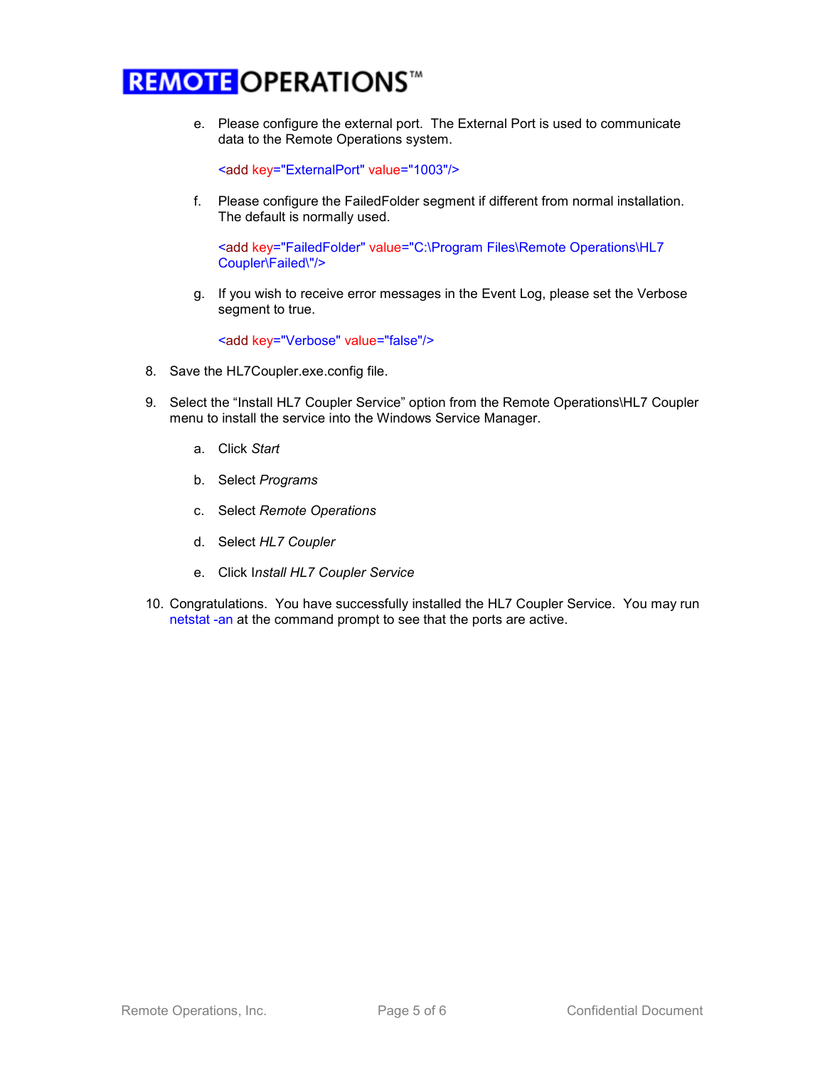e. Please configure the external port. The External Port is used to communicate data to the Remote Operations system.

   ```
   <add key="ExternalPort" value="1003"/>
   ```

f. Please configure the FailedFolder segment if different from normal installation. The default is normally used.

   ```
   <add key="FailedFolder" value="C:\Program Files\Remote Operations\HL7 Coupler\Failed\"/>
   ```

g. If you wish to receive error messages in the Event Log, please set the Verbose segment to true.

   ```
   <add key="Verbose" value="false"/>
   ```

8. Save the HL7Coupler.exe.config file.

9. Select the “Install HL7 Coupler Service” option from the Remote Operations\HL7 Coupler menu to install the service into the Windows Service Manager.

   a. Click *Start*

   b. Select *Programs*

   c. Select *Remote Operations*

   d. Select *HL7 Coupler*

   e. Click I*nstall HL7 Coupler Service*

10. Congratulations. You have successfully installed the HL7 Coupler Service. You may run `netstat -an` at the command prompt to see that the ports are active.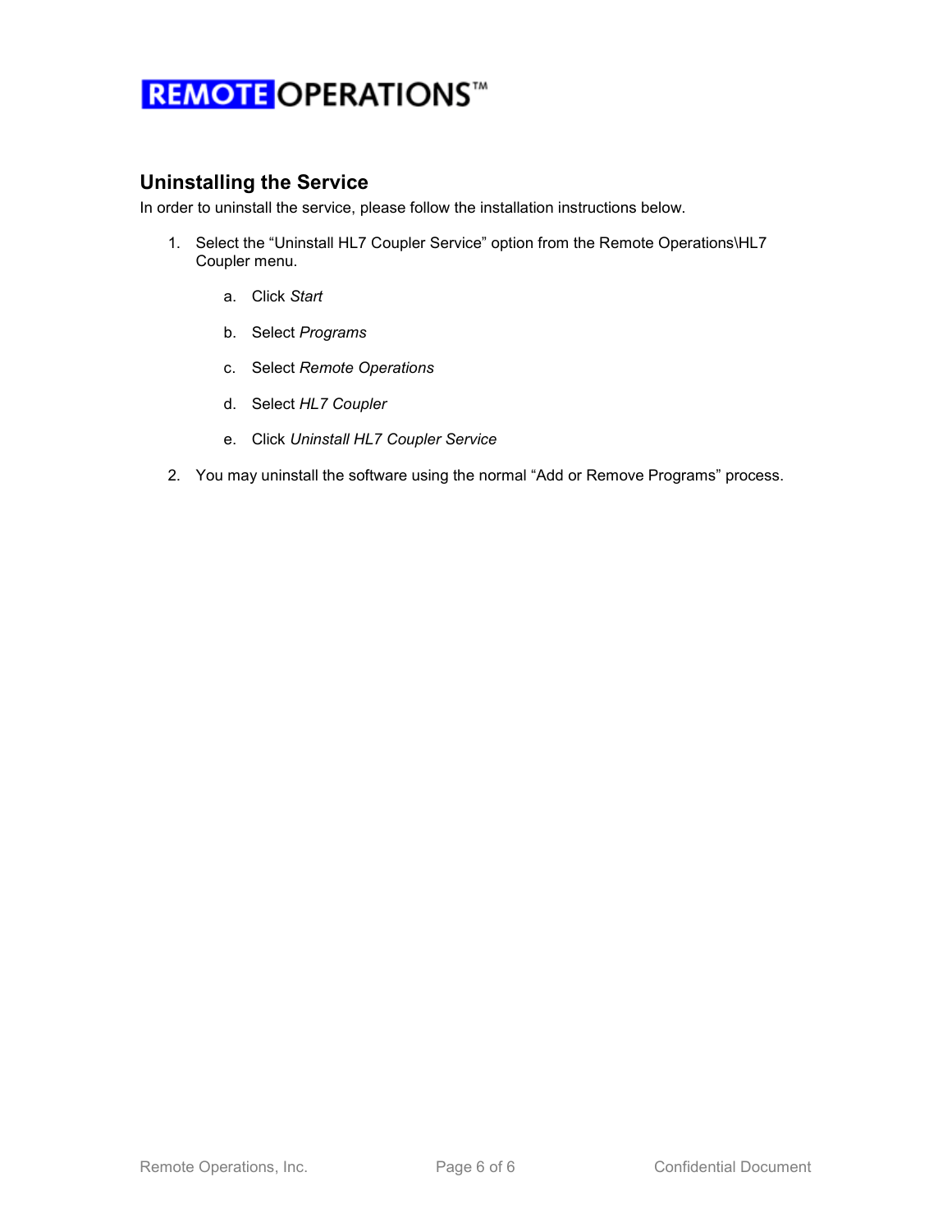## Uninstalling the Service

In order to uninstall the service, please follow the installation instructions below.

1. Select the “Uninstall HL7 Coupler Service” option from the Remote Operations\HL7 Coupler menu.

    a. Click *Start*

    b. Select *Programs*

    c. Select *Remote Operations*

    d. Select *HL7 Coupler*

    e. Click *Uninstall HL7 Coupler Service*

2. You may uninstall the software using the normal “Add or Remove Programs” process.